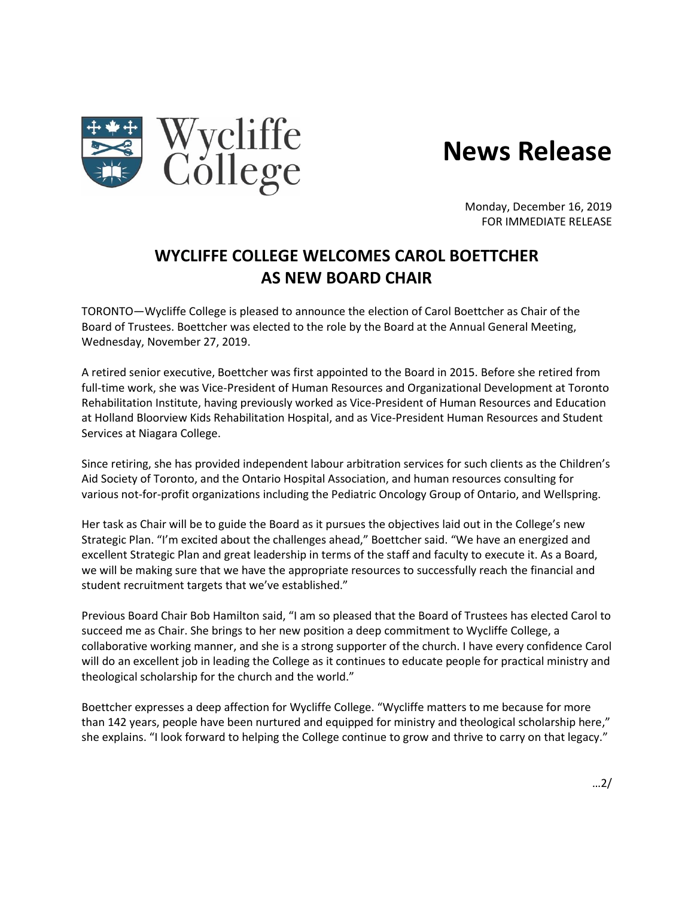Wycliffe College

# News Release

Monday, December 16, 2019
FOR IMMEDIATE RELEASE

## WYCLIFFE COLLEGE WELCOMES CAROL BOETTCHER AS NEW BOARD CHAIR

TORONTO—Wycliffe College is pleased to announce the election of Carol Boettcher as Chair of the Board of Trustees. Boettcher was elected to the role by the Board at the Annual General Meeting, Wednesday, November 27, 2019.

A retired senior executive, Boettcher was first appointed to the Board in 2015. Before she retired from full-time work, she was Vice-President of Human Resources and Organizational Development at Toronto Rehabilitation Institute, having previously worked as Vice-President of Human Resources and Education at Holland Bloorview Kids Rehabilitation Hospital, and as Vice-President Human Resources and Student Services at Niagara College.

Since retiring, she has provided independent labour arbitration services for such clients as the Children's Aid Society of Toronto, and the Ontario Hospital Association, and human resources consulting for various not-for-profit organizations including the Pediatric Oncology Group of Ontario, and Wellspring.

Her task as Chair will be to guide the Board as it pursues the objectives laid out in the College's new Strategic Plan. "I'm excited about the challenges ahead," Boettcher said. "We have an energized and excellent Strategic Plan and great leadership in terms of the staff and faculty to execute it. As a Board, we will be making sure that we have the appropriate resources to successfully reach the financial and student recruitment targets that we've established."

Previous Board Chair Bob Hamilton said, "I am so pleased that the Board of Trustees has elected Carol to succeed me as Chair. She brings to her new position a deep commitment to Wycliffe College, a collaborative working manner, and she is a strong supporter of the church. I have every confidence Carol will do an excellent job in leading the College as it continues to educate people for practical ministry and theological scholarship for the church and the world."

Boettcher expresses a deep affection for Wycliffe College. "Wycliffe matters to me because for more than 142 years, people have been nurtured and equipped for ministry and theological scholarship here," she explains. "I look forward to helping the College continue to grow and thrive to carry on that legacy."

…2/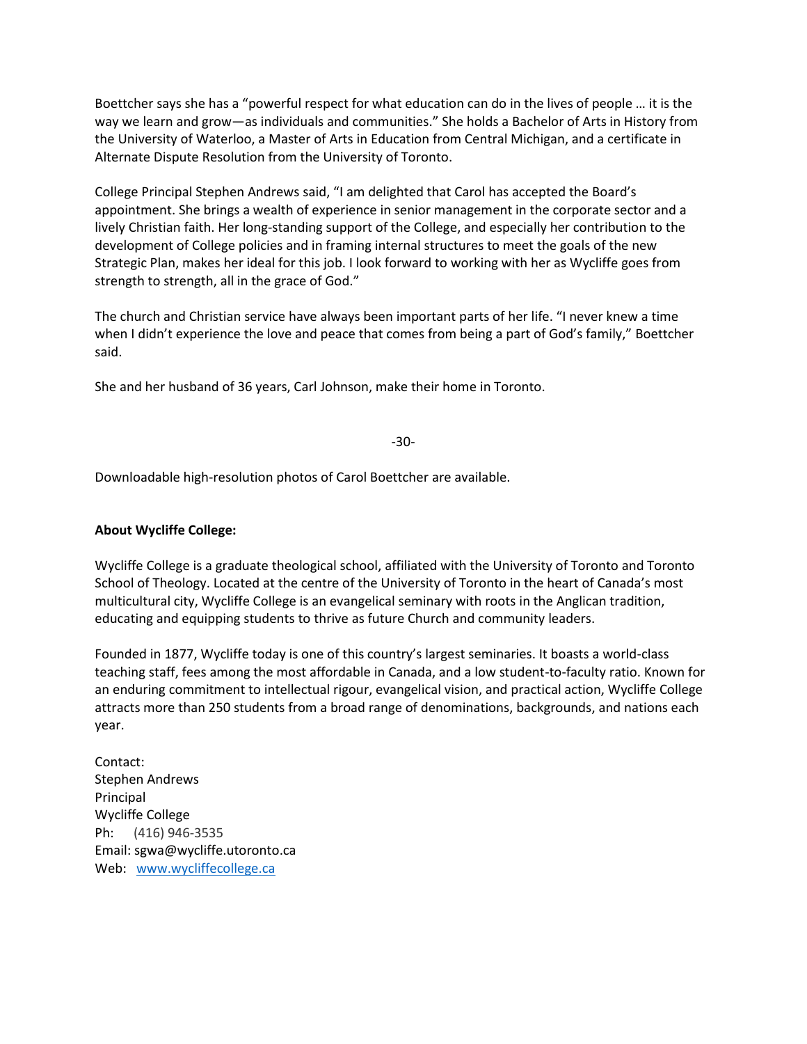Boettcher says she has a "powerful respect for what education can do in the lives of people … it is the way we learn and grow—as individuals and communities." She holds a Bachelor of Arts in History from the University of Waterloo, a Master of Arts in Education from Central Michigan, and a certificate in Alternate Dispute Resolution from the University of Toronto.

College Principal Stephen Andrews said, "I am delighted that Carol has accepted the Board's appointment. She brings a wealth of experience in senior management in the corporate sector and a lively Christian faith. Her long-standing support of the College, and especially her contribution to the development of College policies and in framing internal structures to meet the goals of the new Strategic Plan, makes her ideal for this job. I look forward to working with her as Wycliffe goes from strength to strength, all in the grace of God."

The church and Christian service have always been important parts of her life. "I never knew a time when I didn't experience the love and peace that comes from being a part of God's family," Boettcher said.

She and her husband of 36 years, Carl Johnson, make their home in Toronto.

-30-

Downloadable high-resolution photos of Carol Boettcher are available.

**About Wycliffe College:**

Wycliffe College is a graduate theological school, affiliated with the University of Toronto and Toronto School of Theology. Located at the centre of the University of Toronto in the heart of Canada's most multicultural city, Wycliffe College is an evangelical seminary with roots in the Anglican tradition, educating and equipping students to thrive as future Church and community leaders.

Founded in 1877, Wycliffe today is one of this country's largest seminaries. It boasts a world-class teaching staff, fees among the most affordable in Canada, and a low student-to-faculty ratio. Known for an enduring commitment to intellectual rigour, evangelical vision, and practical action, Wycliffe College attracts more than 250 students from a broad range of denominations, backgrounds, and nations each year.

Contact:
Stephen Andrews
Principal
Wycliffe College
Ph: (416) 946-3535
Email: sgwa@wycliffe.utoronto.ca
Web: www.wycliffecollege.ca